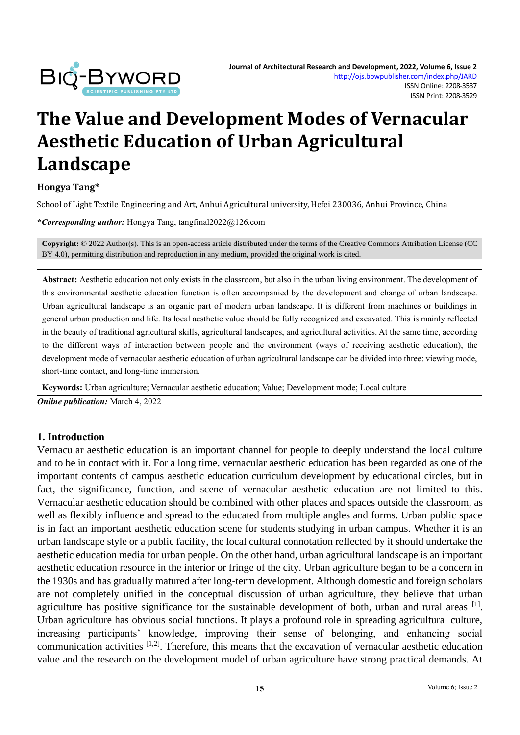# The Value and Development Modes of Vernacular Aesthetic Education of Urban Agricultural Landscape

**Hongya Tang***

School of Light Textile Engineering and Art, Anhui Agricultural university, Hefei 230036, Anhui Province, China

***Corresponding author:*** Hongya Tang, tangfinal2022@126.com

**Copyright:** © 2022 Author(s). This is an open-access article distributed under the terms of the Creative Commons Attribution License (CC BY 4.0), permitting distribution and reproduction in any medium, provided the original work is cited.

**Abstract:** Aesthetic education not only exists in the classroom, but also in the urban living environment. The development of this environmental aesthetic education function is often accompanied by the development and change of urban landscape. Urban agricultural landscape is an organic part of modern urban landscape. It is different from machines or buildings in general urban production and life. Its local aesthetic value should be fully recognized and excavated. This is mainly reflected in the beauty of traditional agricultural skills, agricultural landscapes, and agricultural activities. At the same time, according to the different ways of interaction between people and the environment (ways of receiving aesthetic education), the development mode of vernacular aesthetic education of urban agricultural landscape can be divided into three: viewing mode, short-time contact, and long-time immersion.

**Keywords:** Urban agriculture; Vernacular aesthetic education; Value; Development mode; Local culture

***Online publication:*** March 4, 2022

## 1. Introduction

Vernacular aesthetic education is an important channel for people to deeply understand the local culture and to be in contact with it. For a long time, vernacular aesthetic education has been regarded as one of the important contents of campus aesthetic education curriculum development by educational circles, but in fact, the significance, function, and scene of vernacular aesthetic education are not limited to this. Vernacular aesthetic education should be combined with other places and spaces outside the classroom, as well as flexibly influence and spread to the educated from multiple angles and forms. Urban public space is in fact an important aesthetic education scene for students studying in urban campus. Whether it is an urban landscape style or a public facility, the local cultural connotation reflected by it should undertake the aesthetic education media for urban people. On the other hand, urban agricultural landscape is an important aesthetic education resource in the interior or fringe of the city. Urban agriculture began to be a concern in the 1930s and has gradually matured after long-term development. Although domestic and foreign scholars are not completely unified in the conceptual discussion of urban agriculture, they believe that urban agriculture has positive significance for the sustainable development of both, urban and rural areas [1]. Urban agriculture has obvious social functions. It plays a profound role in spreading agricultural culture, increasing participants' knowledge, improving their sense of belonging, and enhancing social communication activities [1,2]. Therefore, this means that the excavation of vernacular aesthetic education value and the research on the development model of urban agriculture have strong practical demands. At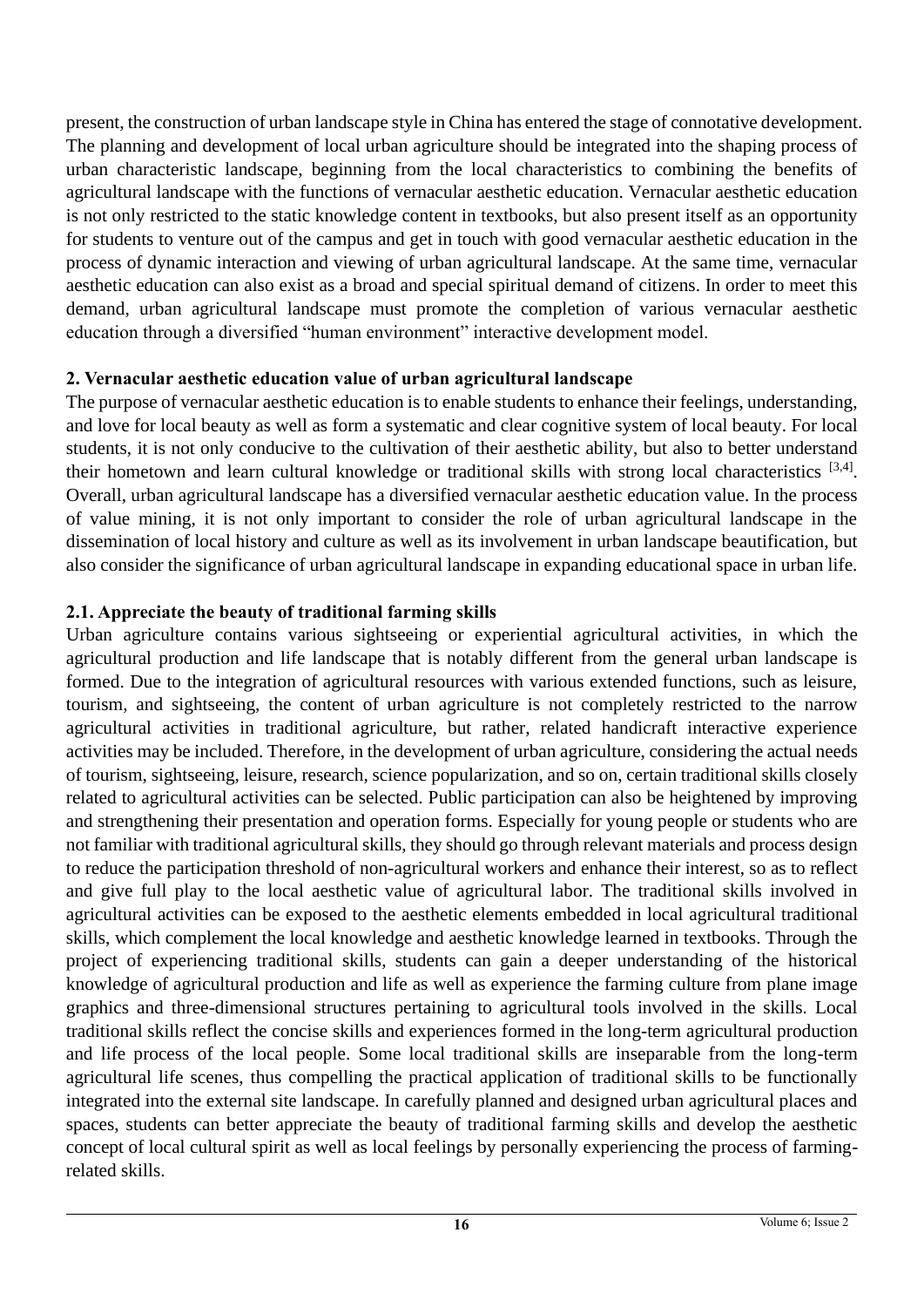present, the construction of urban landscape style in China has entered the stage of connotative development. The planning and development of local urban agriculture should be integrated into the shaping process of urban characteristic landscape, beginning from the local characteristics to combining the benefits of agricultural landscape with the functions of vernacular aesthetic education. Vernacular aesthetic education is not only restricted to the static knowledge content in textbooks, but also present itself as an opportunity for students to venture out of the campus and get in touch with good vernacular aesthetic education in the process of dynamic interaction and viewing of urban agricultural landscape. At the same time, vernacular aesthetic education can also exist as a broad and special spiritual demand of citizens. In order to meet this demand, urban agricultural landscape must promote the completion of various vernacular aesthetic education through a diversified "human environment" interactive development model.

## 2. Vernacular aesthetic education value of urban agricultural landscape

The purpose of vernacular aesthetic education is to enable students to enhance their feelings, understanding, and love for local beauty as well as form a systematic and clear cognitive system of local beauty. For local students, it is not only conducive to the cultivation of their aesthetic ability, but also to better understand their hometown and learn cultural knowledge or traditional skills with strong local characteristics [3,4]. Overall, urban agricultural landscape has a diversified vernacular aesthetic education value. In the process of value mining, it is not only important to consider the role of urban agricultural landscape in the dissemination of local history and culture as well as its involvement in urban landscape beautification, but also consider the significance of urban agricultural landscape in expanding educational space in urban life.

### 2.1. Appreciate the beauty of traditional farming skills

Urban agriculture contains various sightseeing or experiential agricultural activities, in which the agricultural production and life landscape that is notably different from the general urban landscape is formed. Due to the integration of agricultural resources with various extended functions, such as leisure, tourism, and sightseeing, the content of urban agriculture is not completely restricted to the narrow agricultural activities in traditional agriculture, but rather, related handicraft interactive experience activities may be included. Therefore, in the development of urban agriculture, considering the actual needs of tourism, sightseeing, leisure, research, science popularization, and so on, certain traditional skills closely related to agricultural activities can be selected. Public participation can also be heightened by improving and strengthening their presentation and operation forms. Especially for young people or students who are not familiar with traditional agricultural skills, they should go through relevant materials and process design to reduce the participation threshold of non-agricultural workers and enhance their interest, so as to reflect and give full play to the local aesthetic value of agricultural labor. The traditional skills involved in agricultural activities can be exposed to the aesthetic elements embedded in local agricultural traditional skills, which complement the local knowledge and aesthetic knowledge learned in textbooks. Through the project of experiencing traditional skills, students can gain a deeper understanding of the historical knowledge of agricultural production and life as well as experience the farming culture from plane image graphics and three-dimensional structures pertaining to agricultural tools involved in the skills. Local traditional skills reflect the concise skills and experiences formed in the long-term agricultural production and life process of the local people. Some local traditional skills are inseparable from the long-term agricultural life scenes, thus compelling the practical application of traditional skills to be functionally integrated into the external site landscape. In carefully planned and designed urban agricultural places and spaces, students can better appreciate the beauty of traditional farming skills and develop the aesthetic concept of local cultural spirit as well as local feelings by personally experiencing the process of farming-related skills.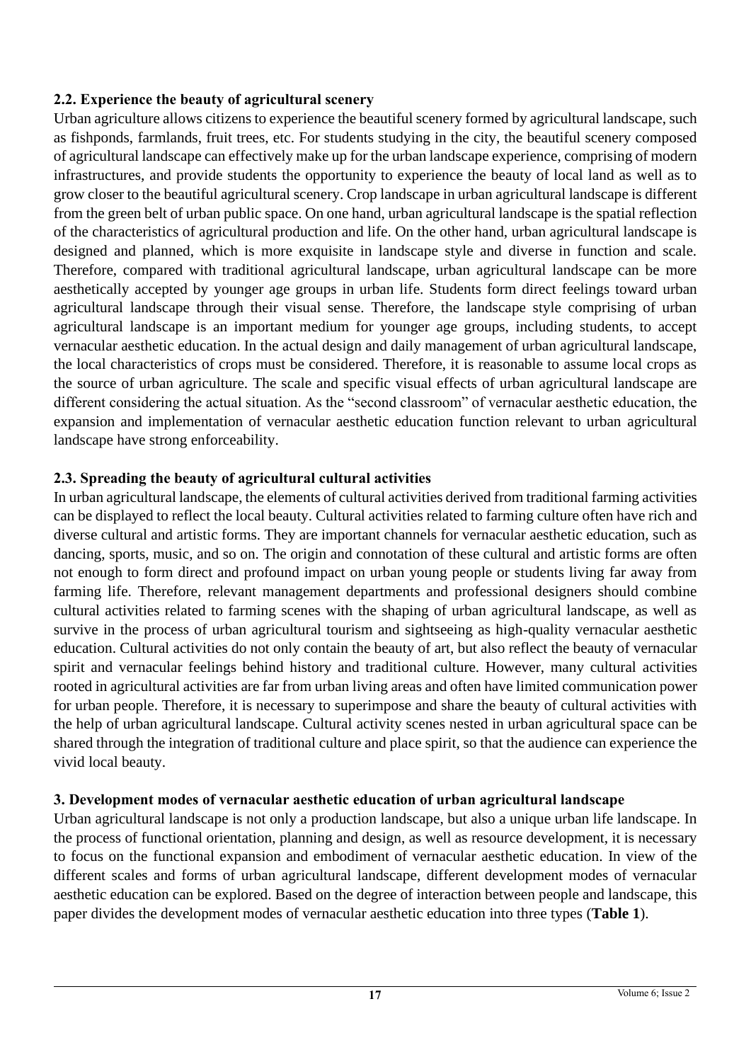### 2.2. Experience the beauty of agricultural scenery

Urban agriculture allows citizens to experience the beautiful scenery formed by agricultural landscape, such as fishponds, farmlands, fruit trees, etc. For students studying in the city, the beautiful scenery composed of agricultural landscape can effectively make up for the urban landscape experience, comprising of modern infrastructures, and provide students the opportunity to experience the beauty of local land as well as to grow closer to the beautiful agricultural scenery. Crop landscape in urban agricultural landscape is different from the green belt of urban public space. On one hand, urban agricultural landscape is the spatial reflection of the characteristics of agricultural production and life. On the other hand, urban agricultural landscape is designed and planned, which is more exquisite in landscape style and diverse in function and scale. Therefore, compared with traditional agricultural landscape, urban agricultural landscape can be more aesthetically accepted by younger age groups in urban life. Students form direct feelings toward urban agricultural landscape through their visual sense. Therefore, the landscape style comprising of urban agricultural landscape is an important medium for younger age groups, including students, to accept vernacular aesthetic education. In the actual design and daily management of urban agricultural landscape, the local characteristics of crops must be considered. Therefore, it is reasonable to assume local crops as the source of urban agriculture. The scale and specific visual effects of urban agricultural landscape are different considering the actual situation. As the "second classroom" of vernacular aesthetic education, the expansion and implementation of vernacular aesthetic education function relevant to urban agricultural landscape have strong enforceability.

### 2.3. Spreading the beauty of agricultural cultural activities

In urban agricultural landscape, the elements of cultural activities derived from traditional farming activities can be displayed to reflect the local beauty. Cultural activities related to farming culture often have rich and diverse cultural and artistic forms. They are important channels for vernacular aesthetic education, such as dancing, sports, music, and so on. The origin and connotation of these cultural and artistic forms are often not enough to form direct and profound impact on urban young people or students living far away from farming life. Therefore, relevant management departments and professional designers should combine cultural activities related to farming scenes with the shaping of urban agricultural landscape, as well as survive in the process of urban agricultural tourism and sightseeing as high-quality vernacular aesthetic education. Cultural activities do not only contain the beauty of art, but also reflect the beauty of vernacular spirit and vernacular feelings behind history and traditional culture. However, many cultural activities rooted in agricultural activities are far from urban living areas and often have limited communication power for urban people. Therefore, it is necessary to superimpose and share the beauty of cultural activities with the help of urban agricultural landscape. Cultural activity scenes nested in urban agricultural space can be shared through the integration of traditional culture and place spirit, so that the audience can experience the vivid local beauty.

## 3. Development modes of vernacular aesthetic education of urban agricultural landscape

Urban agricultural landscape is not only a production landscape, but also a unique urban life landscape. In the process of functional orientation, planning and design, as well as resource development, it is necessary to focus on the functional expansion and embodiment of vernacular aesthetic education. In view of the different scales and forms of urban agricultural landscape, different development modes of vernacular aesthetic education can be explored. Based on the degree of interaction between people and landscape, this paper divides the development modes of vernacular aesthetic education into three types (**Table 1**).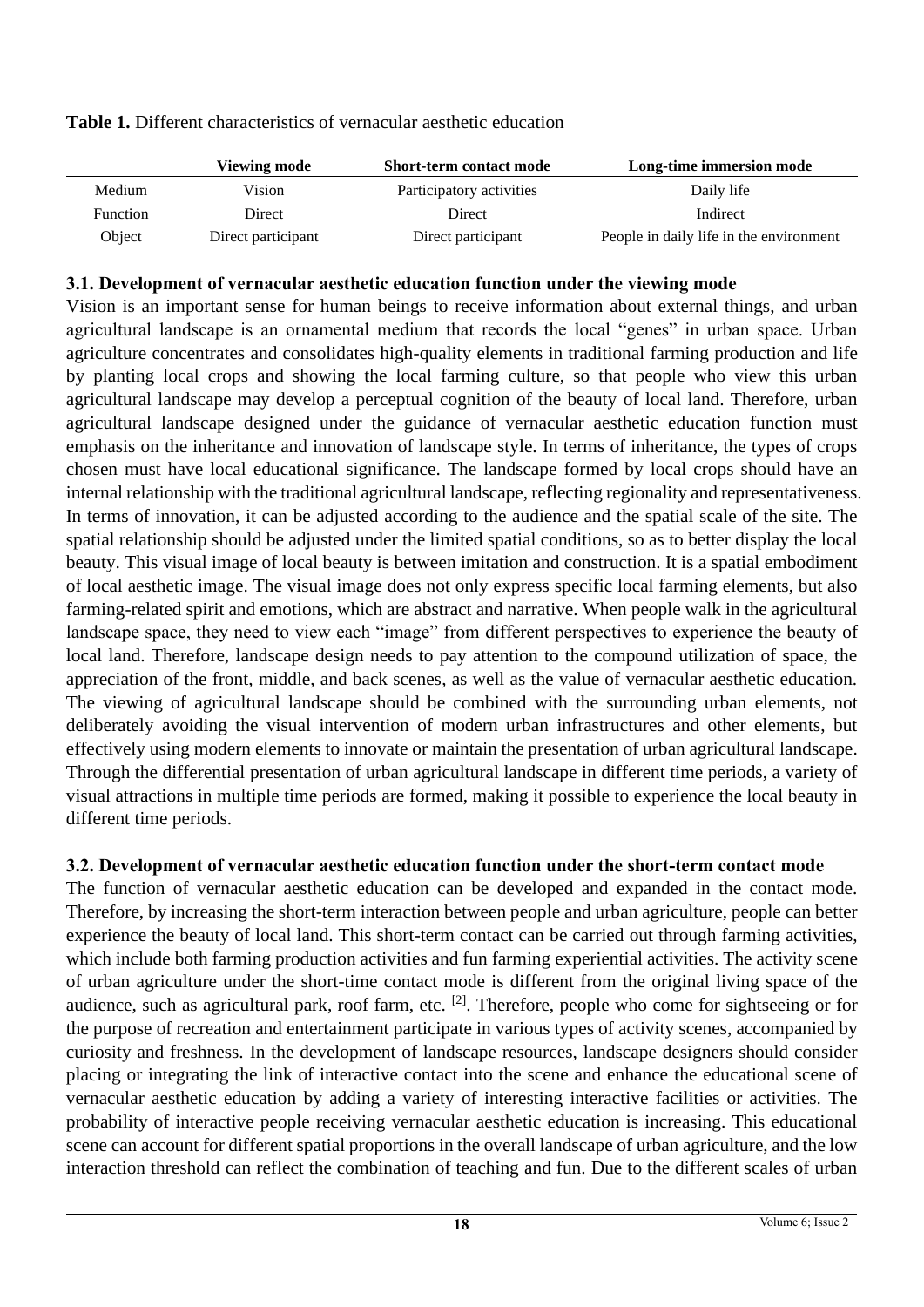**Table 1.** Different characteristics of vernacular aesthetic education

| | Viewing mode | Short-term contact mode | Long-time immersion mode |
|---|---|---|---|
| Medium | Vision | Participatory activities | Daily life |
| Function | Direct | Direct | Indirect |
| Object | Direct participant | Direct participant | People in daily life in the environment |

### 3.1. Development of vernacular aesthetic education function under the viewing mode

Vision is an important sense for human beings to receive information about external things, and urban agricultural landscape is an ornamental medium that records the local "genes" in urban space. Urban agriculture concentrates and consolidates high-quality elements in traditional farming production and life by planting local crops and showing the local farming culture, so that people who view this urban agricultural landscape may develop a perceptual cognition of the beauty of local land. Therefore, urban agricultural landscape designed under the guidance of vernacular aesthetic education function must emphasis on the inheritance and innovation of landscape style. In terms of inheritance, the types of crops chosen must have local educational significance. The landscape formed by local crops should have an internal relationship with the traditional agricultural landscape, reflecting regionality and representativeness. In terms of innovation, it can be adjusted according to the audience and the spatial scale of the site. The spatial relationship should be adjusted under the limited spatial conditions, so as to better display the local beauty. This visual image of local beauty is between imitation and construction. It is a spatial embodiment of local aesthetic image. The visual image does not only express specific local farming elements, but also farming-related spirit and emotions, which are abstract and narrative. When people walk in the agricultural landscape space, they need to view each "image" from different perspectives to experience the beauty of local land. Therefore, landscape design needs to pay attention to the compound utilization of space, the appreciation of the front, middle, and back scenes, as well as the value of vernacular aesthetic education. The viewing of agricultural landscape should be combined with the surrounding urban elements, not deliberately avoiding the visual intervention of modern urban infrastructures and other elements, but effectively using modern elements to innovate or maintain the presentation of urban agricultural landscape. Through the differential presentation of urban agricultural landscape in different time periods, a variety of visual attractions in multiple time periods are formed, making it possible to experience the local beauty in different time periods.

### 3.2. Development of vernacular aesthetic education function under the short-term contact mode

The function of vernacular aesthetic education can be developed and expanded in the contact mode. Therefore, by increasing the short-term interaction between people and urban agriculture, people can better experience the beauty of local land. This short-term contact can be carried out through farming activities, which include both farming production activities and fun farming experiential activities. The activity scene of urban agriculture under the short-time contact mode is different from the original living space of the audience, such as agricultural park, roof farm, etc. [2]. Therefore, people who come for sightseeing or for the purpose of recreation and entertainment participate in various types of activity scenes, accompanied by curiosity and freshness. In the development of landscape resources, landscape designers should consider placing or integrating the link of interactive contact into the scene and enhance the educational scene of vernacular aesthetic education by adding a variety of interesting interactive facilities or activities. The probability of interactive people receiving vernacular aesthetic education is increasing. This educational scene can account for different spatial proportions in the overall landscape of urban agriculture, and the low interaction threshold can reflect the combination of teaching and fun. Due to the different scales of urban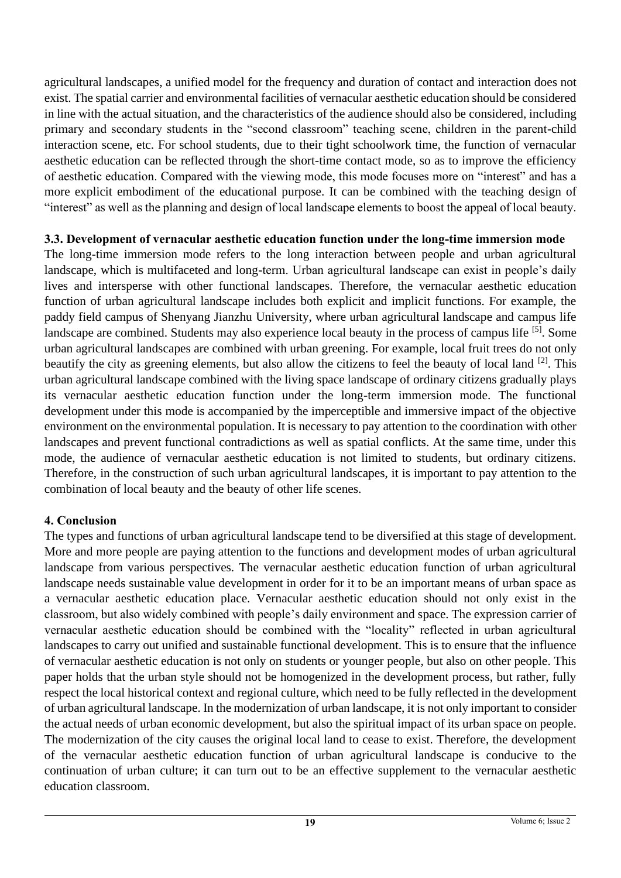agricultural landscapes, a unified model for the frequency and duration of contact and interaction does not exist. The spatial carrier and environmental facilities of vernacular aesthetic education should be considered in line with the actual situation, and the characteristics of the audience should also be considered, including primary and secondary students in the "second classroom" teaching scene, children in the parent-child interaction scene, etc. For school students, due to their tight schoolwork time, the function of vernacular aesthetic education can be reflected through the short-time contact mode, so as to improve the efficiency of aesthetic education. Compared with the viewing mode, this mode focuses more on "interest" and has a more explicit embodiment of the educational purpose. It can be combined with the teaching design of "interest" as well as the planning and design of local landscape elements to boost the appeal of local beauty.

### 3.3. Development of vernacular aesthetic education function under the long-time immersion mode

The long-time immersion mode refers to the long interaction between people and urban agricultural landscape, which is multifaceted and long-term. Urban agricultural landscape can exist in people's daily lives and intersperse with other functional landscapes. Therefore, the vernacular aesthetic education function of urban agricultural landscape includes both explicit and implicit functions. For example, the paddy field campus of Shenyang Jianzhu University, where urban agricultural landscape and campus life landscape are combined. Students may also experience local beauty in the process of campus life [5]. Some urban agricultural landscapes are combined with urban greening. For example, local fruit trees do not only beautify the city as greening elements, but also allow the citizens to feel the beauty of local land [2]. This urban agricultural landscape combined with the living space landscape of ordinary citizens gradually plays its vernacular aesthetic education function under the long-term immersion mode. The functional development under this mode is accompanied by the imperceptible and immersive impact of the objective environment on the environmental population. It is necessary to pay attention to the coordination with other landscapes and prevent functional contradictions as well as spatial conflicts. At the same time, under this mode, the audience of vernacular aesthetic education is not limited to students, but ordinary citizens. Therefore, in the construction of such urban agricultural landscapes, it is important to pay attention to the combination of local beauty and the beauty of other life scenes.

## 4. Conclusion

The types and functions of urban agricultural landscape tend to be diversified at this stage of development. More and more people are paying attention to the functions and development modes of urban agricultural landscape from various perspectives. The vernacular aesthetic education function of urban agricultural landscape needs sustainable value development in order for it to be an important means of urban space as a vernacular aesthetic education place. Vernacular aesthetic education should not only exist in the classroom, but also widely combined with people's daily environment and space. The expression carrier of vernacular aesthetic education should be combined with the "locality" reflected in urban agricultural landscapes to carry out unified and sustainable functional development. This is to ensure that the influence of vernacular aesthetic education is not only on students or younger people, but also on other people. This paper holds that the urban style should not be homogenized in the development process, but rather, fully respect the local historical context and regional culture, which need to be fully reflected in the development of urban agricultural landscape. In the modernization of urban landscape, it is not only important to consider the actual needs of urban economic development, but also the spiritual impact of its urban space on people. The modernization of the city causes the original local land to cease to exist. Therefore, the development of the vernacular aesthetic education function of urban agricultural landscape is conducive to the continuation of urban culture; it can turn out to be an effective supplement to the vernacular aesthetic education classroom.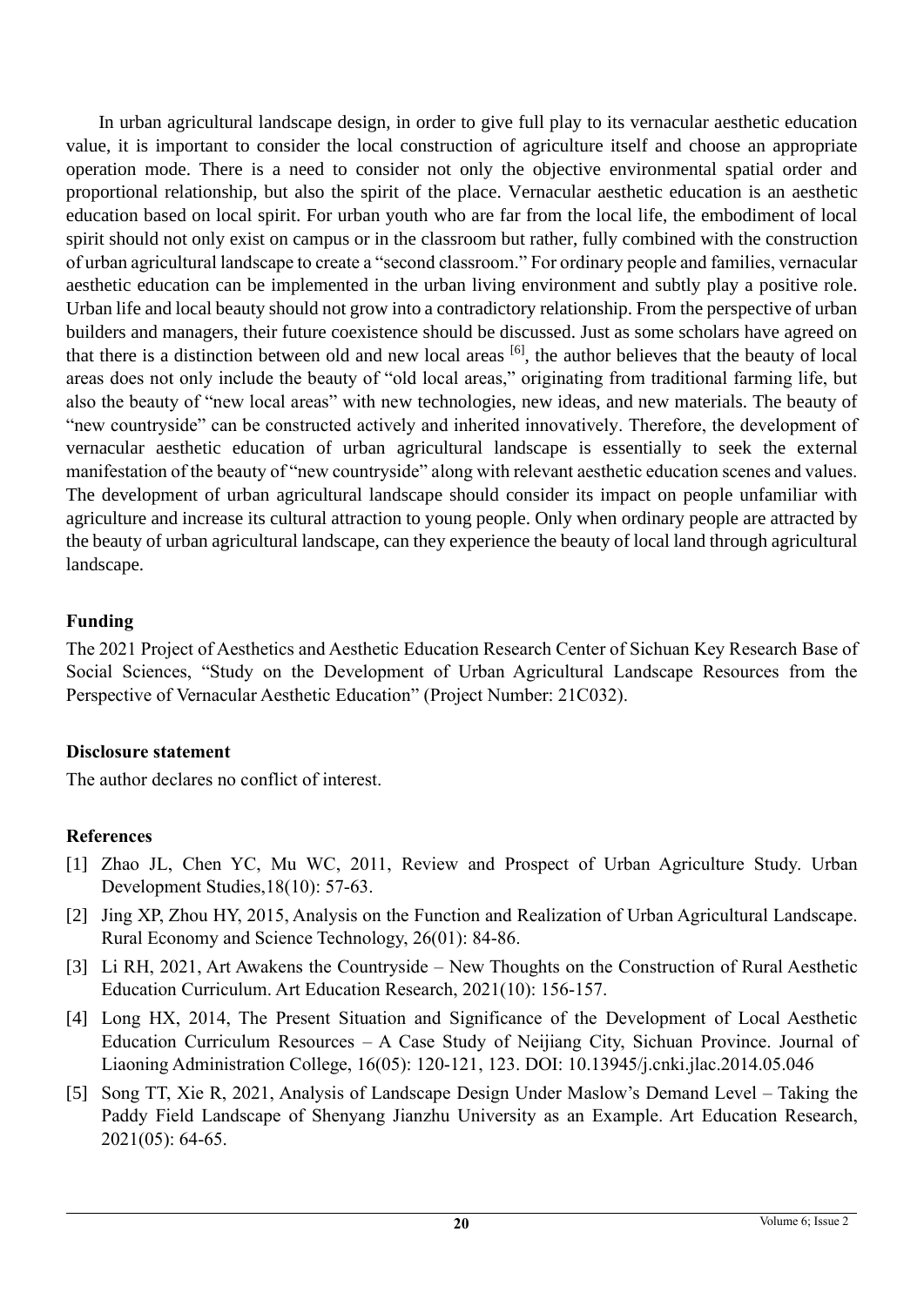In urban agricultural landscape design, in order to give full play to its vernacular aesthetic education value, it is important to consider the local construction of agriculture itself and choose an appropriate operation mode. There is a need to consider not only the objective environmental spatial order and proportional relationship, but also the spirit of the place. Vernacular aesthetic education is an aesthetic education based on local spirit. For urban youth who are far from the local life, the embodiment of local spirit should not only exist on campus or in the classroom but rather, fully combined with the construction of urban agricultural landscape to create a "second classroom." For ordinary people and families, vernacular aesthetic education can be implemented in the urban living environment and subtly play a positive role. Urban life and local beauty should not grow into a contradictory relationship. From the perspective of urban builders and managers, their future coexistence should be discussed. Just as some scholars have agreed on that there is a distinction between old and new local areas [6], the author believes that the beauty of local areas does not only include the beauty of "old local areas," originating from traditional farming life, but also the beauty of "new local areas" with new technologies, new ideas, and new materials. The beauty of "new countryside" can be constructed actively and inherited innovatively. Therefore, the development of vernacular aesthetic education of urban agricultural landscape is essentially to seek the external manifestation of the beauty of "new countryside" along with relevant aesthetic education scenes and values. The development of urban agricultural landscape should consider its impact on people unfamiliar with agriculture and increase its cultural attraction to young people. Only when ordinary people are attracted by the beauty of urban agricultural landscape, can they experience the beauty of local land through agricultural landscape.

## Funding

The 2021 Project of Aesthetics and Aesthetic Education Research Center of Sichuan Key Research Base of Social Sciences, "Study on the Development of Urban Agricultural Landscape Resources from the Perspective of Vernacular Aesthetic Education" (Project Number: 21C032).

## Disclosure statement

The author declares no conflict of interest.

## References

[1] Zhao JL, Chen YC, Mu WC, 2011, Review and Prospect of Urban Agriculture Study. Urban Development Studies,18(10): 57-63.

[2] Jing XP, Zhou HY, 2015, Analysis on the Function and Realization of Urban Agricultural Landscape. Rural Economy and Science Technology, 26(01): 84-86.

[3] Li RH, 2021, Art Awakens the Countryside – New Thoughts on the Construction of Rural Aesthetic Education Curriculum. Art Education Research, 2021(10): 156-157.

[4] Long HX, 2014, The Present Situation and Significance of the Development of Local Aesthetic Education Curriculum Resources – A Case Study of Neijiang City, Sichuan Province. Journal of Liaoning Administration College, 16(05): 120-121, 123. DOI: 10.13945/j.cnki.jlac.2014.05.046

[5] Song TT, Xie R, 2021, Analysis of Landscape Design Under Maslow's Demand Level – Taking the Paddy Field Landscape of Shenyang Jianzhu University as an Example. Art Education Research, 2021(05): 64-65.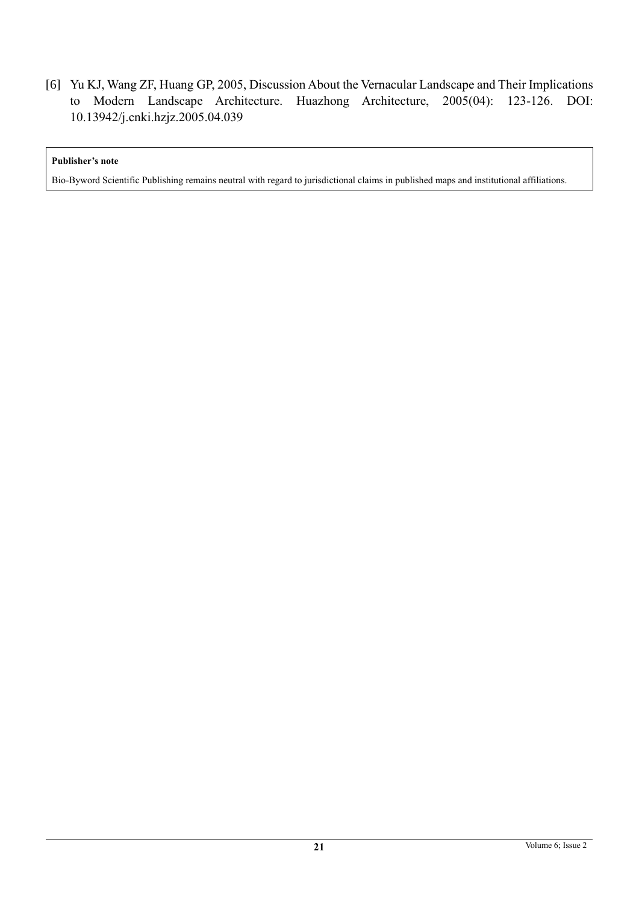[6] Yu KJ, Wang ZF, Huang GP, 2005, Discussion About the Vernacular Landscape and Their Implications to Modern Landscape Architecture. Huazhong Architecture, 2005(04): 123-126. DOI: 10.13942/j.cnki.hzjz.2005.04.039

**Publisher's note**

Bio-Byword Scientific Publishing remains neutral with regard to jurisdictional claims in published maps and institutional affiliations.